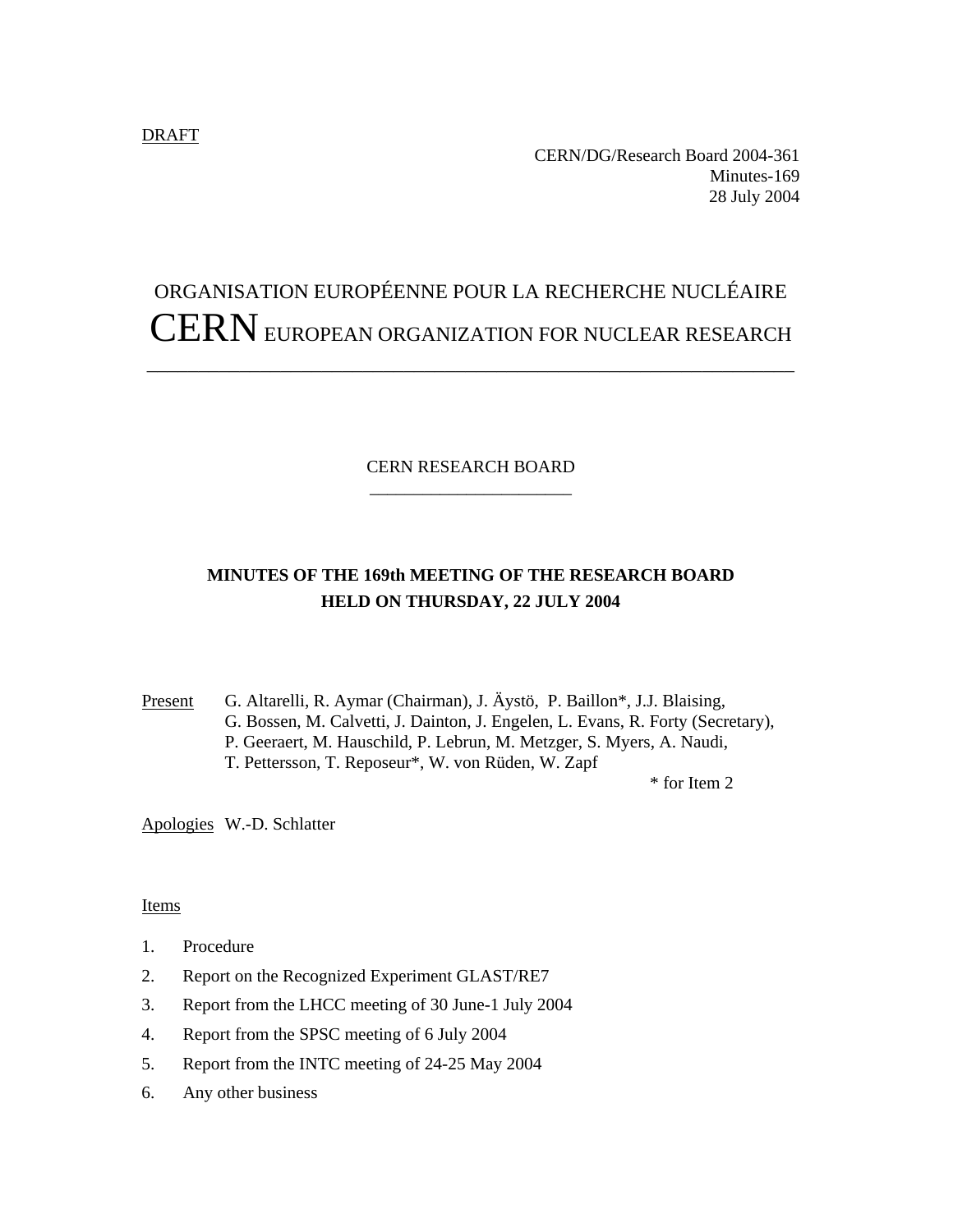DRAFT

CERN/DG/Research Board 2004-361
Minutes-169
28 July 2004

ORGANISATION EUROPÉENNE POUR LA RECHERCHE NUCLÉAIRE
CERN EUROPEAN ORGANIZATION FOR NUCLEAR RESEARCH

CERN RESEARCH BOARD

**MINUTES OF THE 169th MEETING OF THE RESEARCH BOARD HELD ON THURSDAY, 22 JULY 2004**

Present: G. Altarelli, R. Aymar (Chairman), J. Äystö, P. Baillon*, J.J. Blaising, G. Bossen, M. Calvetti, J. Dainton, J. Engelen, L. Evans, R. Forty (Secretary), P. Geeraert, M. Hauschild, P. Lebrun, M. Metzger, S. Myers, A. Naudi, T. Pettersson, T. Reposeur*, W. von Rüden, W. Zapf

\* for Item 2

Apologies: W.-D. Schlatter

Items

1. Procedure
2. Report on the Recognized Experiment GLAST/RE7
3. Report from the LHCC meeting of 30 June-1 July 2004
4. Report from the SPSC meeting of 6 July 2004
5. Report from the INTC meeting of 24-25 May 2004
6. Any other business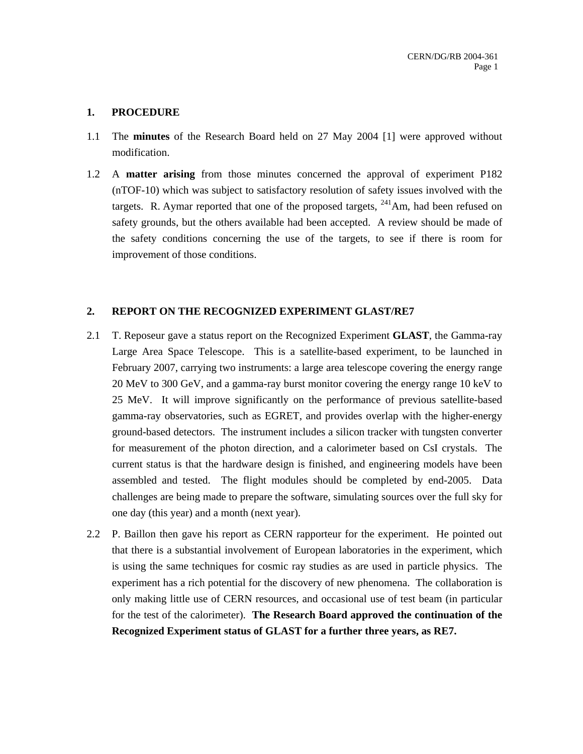## 1. PROCEDURE

1.1 The **minutes** of the Research Board held on 27 May 2004 [1] were approved without modification.

1.2 A **matter arising** from those minutes concerned the approval of experiment P182 (nTOF-10) which was subject to satisfactory resolution of safety issues involved with the targets. R. Aymar reported that one of the proposed targets, $^{241}$Am, had been refused on safety grounds, but the others available had been accepted. A review should be made of the safety conditions concerning the use of the targets, to see if there is room for improvement of those conditions.

## 2. REPORT ON THE RECOGNIZED EXPERIMENT GLAST/RE7

2.1 T. Reposeur gave a status report on the Recognized Experiment **GLAST**, the Gamma-ray Large Area Space Telescope. This is a satellite-based experiment, to be launched in February 2007, carrying two instruments: a large area telescope covering the energy range 20 MeV to 300 GeV, and a gamma-ray burst monitor covering the energy range 10 keV to 25 MeV. It will improve significantly on the performance of previous satellite-based gamma-ray observatories, such as EGRET, and provides overlap with the higher-energy ground-based detectors. The instrument includes a silicon tracker with tungsten converter for measurement of the photon direction, and a calorimeter based on CsI crystals. The current status is that the hardware design is finished, and engineering models have been assembled and tested. The flight modules should be completed by end-2005. Data challenges are being made to prepare the software, simulating sources over the full sky for one day (this year) and a month (next year).

2.2 P. Baillon then gave his report as CERN rapporteur for the experiment. He pointed out that there is a substantial involvement of European laboratories in the experiment, which is using the same techniques for cosmic ray studies as are used in particle physics. The experiment has a rich potential for the discovery of new phenomena. The collaboration is only making little use of CERN resources, and occasional use of test beam (in particular for the test of the calorimeter). **The Research Board approved the continuation of the Recognized Experiment status of GLAST for a further three years, as RE7.**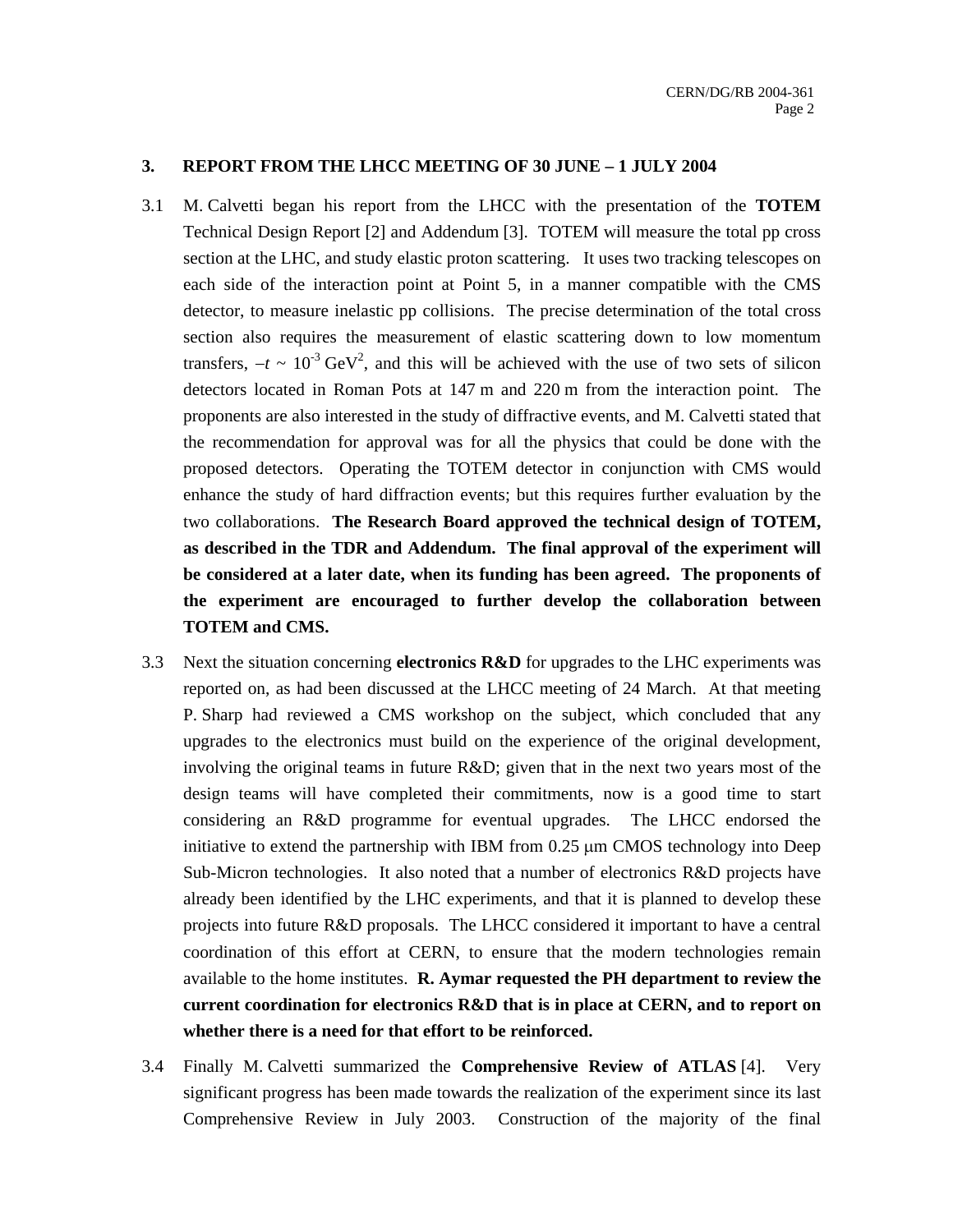## 3. REPORT FROM THE LHCC MEETING OF 30 JUNE – 1 JULY 2004

3.1 M. Calvetti began his report from the LHCC with the presentation of the **TOTEM** Technical Design Report [2] and Addendum [3]. TOTEM will measure the total pp cross section at the LHC, and study elastic proton scattering. It uses two tracking telescopes on each side of the interaction point at Point 5, in a manner compatible with the CMS detector, to measure inelastic pp collisions. The precise determination of the total cross section also requires the measurement of elastic scattering down to low momentum transfers, $-t \sim 10^{-3}\,\text{GeV}^2$, and this will be achieved with the use of two sets of silicon detectors located in Roman Pots at 147 m and 220 m from the interaction point. The proponents are also interested in the study of diffractive events, and M. Calvetti stated that the recommendation for approval was for all the physics that could be done with the proposed detectors. Operating the TOTEM detector in conjunction with CMS would enhance the study of hard diffraction events; but this requires further evaluation by the two collaborations. **The Research Board approved the technical design of TOTEM, as described in the TDR and Addendum. The final approval of the experiment will be considered at a later date, when its funding has been agreed. The proponents of the experiment are encouraged to further develop the collaboration between TOTEM and CMS.**

3.3 Next the situation concerning **electronics R&D** for upgrades to the LHC experiments was reported on, as had been discussed at the LHCC meeting of 24 March. At that meeting P. Sharp had reviewed a CMS workshop on the subject, which concluded that any upgrades to the electronics must build on the experience of the original development, involving the original teams in future R&D; given that in the next two years most of the design teams will have completed their commitments, now is a good time to start considering an R&D programme for eventual upgrades. The LHCC endorsed the initiative to extend the partnership with IBM from 0.25 μm CMOS technology into Deep Sub-Micron technologies. It also noted that a number of electronics R&D projects have already been identified by the LHC experiments, and that it is planned to develop these projects into future R&D proposals. The LHCC considered it important to have a central coordination of this effort at CERN, to ensure that the modern technologies remain available to the home institutes. **R. Aymar requested the PH department to review the current coordination for electronics R&D that is in place at CERN, and to report on whether there is a need for that effort to be reinforced.**

3.4 Finally M. Calvetti summarized the **Comprehensive Review of ATLAS** [4]. Very significant progress has been made towards the realization of the experiment since its last Comprehensive Review in July 2003. Construction of the majority of the final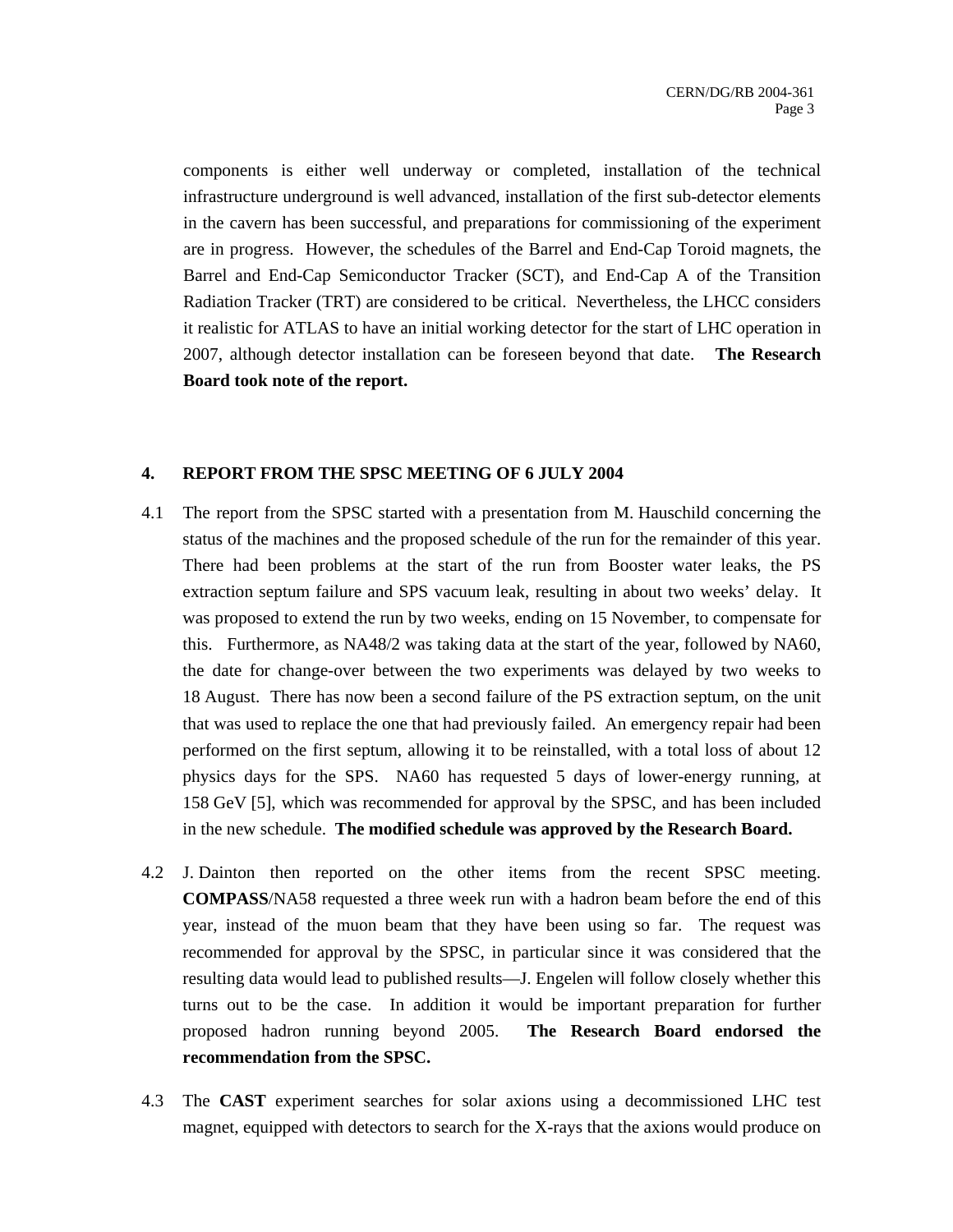components is either well underway or completed, installation of the technical infrastructure underground is well advanced, installation of the first sub-detector elements in the cavern has been successful, and preparations for commissioning of the experiment are in progress. However, the schedules of the Barrel and End-Cap Toroid magnets, the Barrel and End-Cap Semiconductor Tracker (SCT), and End-Cap A of the Transition Radiation Tracker (TRT) are considered to be critical. Nevertheless, the LHCC considers it realistic for ATLAS to have an initial working detector for the start of LHC operation in 2007, although detector installation can be foreseen beyond that date. **The Research Board took note of the report.**

## 4. REPORT FROM THE SPSC MEETING OF 6 JULY 2004

4.1 The report from the SPSC started with a presentation from M. Hauschild concerning the status of the machines and the proposed schedule of the run for the remainder of this year. There had been problems at the start of the run from Booster water leaks, the PS extraction septum failure and SPS vacuum leak, resulting in about two weeks' delay. It was proposed to extend the run by two weeks, ending on 15 November, to compensate for this. Furthermore, as NA48/2 was taking data at the start of the year, followed by NA60, the date for change-over between the two experiments was delayed by two weeks to 18 August. There has now been a second failure of the PS extraction septum, on the unit that was used to replace the one that had previously failed. An emergency repair had been performed on the first septum, allowing it to be reinstalled, with a total loss of about 12 physics days for the SPS. NA60 has requested 5 days of lower-energy running, at 158 GeV [5], which was recommended for approval by the SPSC, and has been included in the new schedule. **The modified schedule was approved by the Research Board.**

4.2 J. Dainton then reported on the other items from the recent SPSC meeting. **COMPASS**/NA58 requested a three week run with a hadron beam before the end of this year, instead of the muon beam that they have been using so far. The request was recommended for approval by the SPSC, in particular since it was considered that the resulting data would lead to published results—J. Engelen will follow closely whether this turns out to be the case. In addition it would be important preparation for further proposed hadron running beyond 2005. **The Research Board endorsed the recommendation from the SPSC.**

4.3 The **CAST** experiment searches for solar axions using a decommissioned LHC test magnet, equipped with detectors to search for the X-rays that the axions would produce on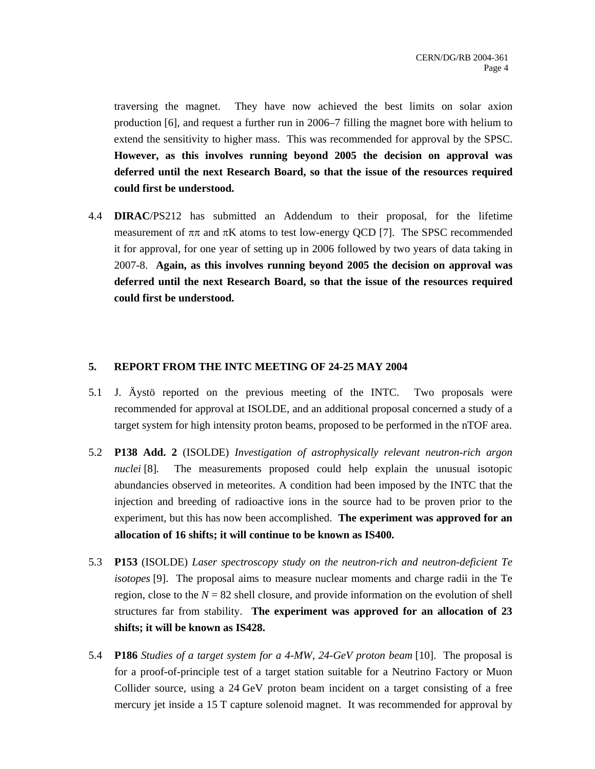traversing the magnet. They have now achieved the best limits on solar axion production [6], and request a further run in 2006–7 filling the magnet bore with helium to extend the sensitivity to higher mass. This was recommended for approval by the SPSC. **However, as this involves running beyond 2005 the decision on approval was deferred until the next Research Board, so that the issue of the resources required could first be understood.**

4.4 **DIRAC**/PS212 has submitted an Addendum to their proposal, for the lifetime measurement of $\pi\pi$ and $\pi K$ atoms to test low-energy QCD [7]. The SPSC recommended it for approval, for one year of setting up in 2006 followed by two years of data taking in 2007-8. **Again, as this involves running beyond 2005 the decision on approval was deferred until the next Research Board, so that the issue of the resources required could first be understood.**

## 5. REPORT FROM THE INTC MEETING OF 24-25 MAY 2004

5.1 J. Äystö reported on the previous meeting of the INTC. Two proposals were recommended for approval at ISOLDE, and an additional proposal concerned a study of a target system for high intensity proton beams, proposed to be performed in the nTOF area.

5.2 **P138 Add. 2** (ISOLDE) *Investigation of astrophysically relevant neutron-rich argon nuclei* [8]. The measurements proposed could help explain the unusual isotopic abundancies observed in meteorites. A condition had been imposed by the INTC that the injection and breeding of radioactive ions in the source had to be proven prior to the experiment, but this has now been accomplished. **The experiment was approved for an allocation of 16 shifts; it will continue to be known as IS400.**

5.3 **P153** (ISOLDE) *Laser spectroscopy study on the neutron-rich and neutron-deficient Te isotopes* [9]. The proposal aims to measure nuclear moments and charge radii in the Te region, close to the $N = 82$ shell closure, and provide information on the evolution of shell structures far from stability. **The experiment was approved for an allocation of 23 shifts; it will be known as IS428.**

5.4 **P186** *Studies of a target system for a 4-MW, 24-GeV proton beam* [10]. The proposal is for a proof-of-principle test of a target station suitable for a Neutrino Factory or Muon Collider source, using a 24 GeV proton beam incident on a target consisting of a free mercury jet inside a 15 T capture solenoid magnet. It was recommended for approval by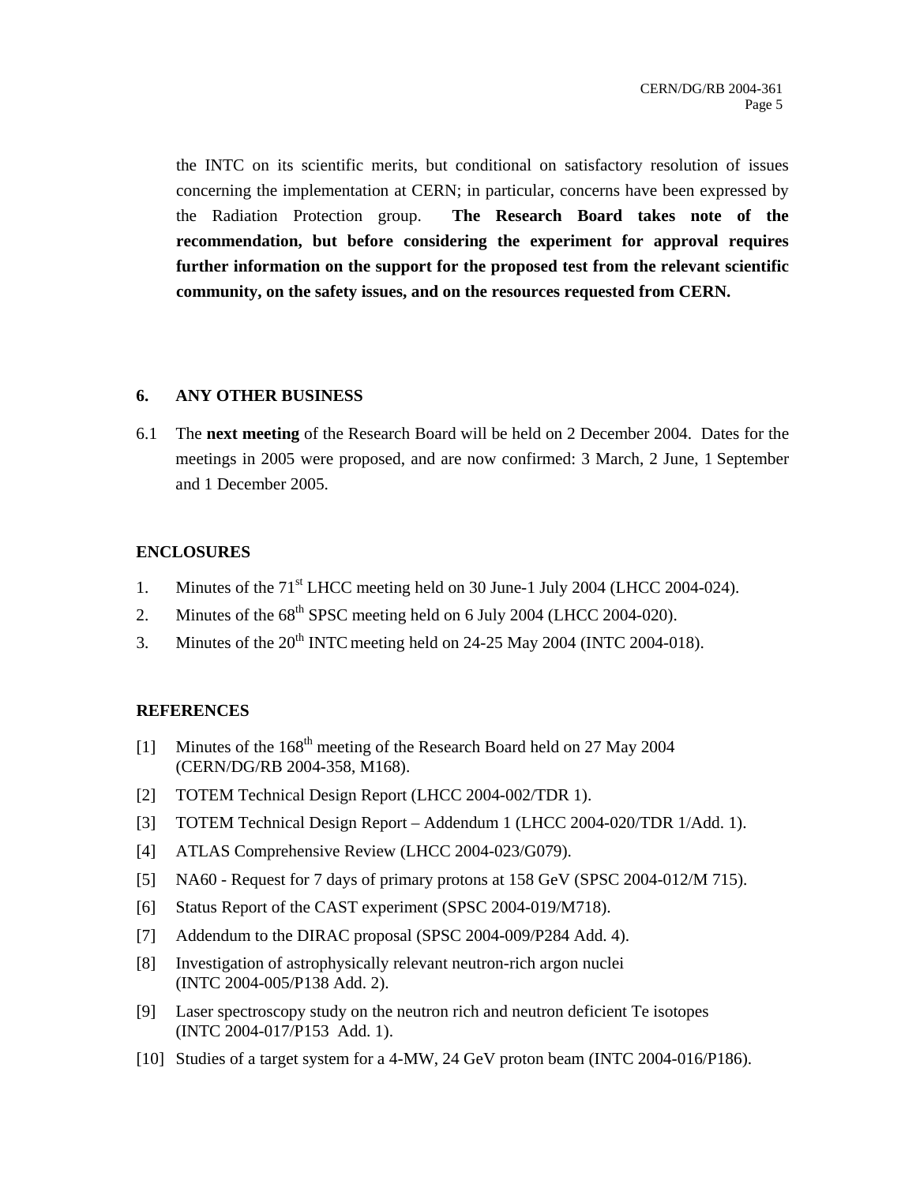the INTC on its scientific merits, but conditional on satisfactory resolution of issues concerning the implementation at CERN; in particular, concerns have been expressed by the Radiation Protection group. **The Research Board takes note of the recommendation, but before considering the experiment for approval requires further information on the support for the proposed test from the relevant scientific community, on the safety issues, and on the resources requested from CERN.**

## 6. ANY OTHER BUSINESS

6.1 The **next meeting** of the Research Board will be held on 2 December 2004. Dates for the meetings in 2005 were proposed, and are now confirmed: 3 March, 2 June, 1 September and 1 December 2005.

## ENCLOSURES

1. Minutes of the 71st LHCC meeting held on 30 June-1 July 2004 (LHCC 2004-024).
2. Minutes of the 68th SPSC meeting held on 6 July 2004 (LHCC 2004-020).
3. Minutes of the 20th INTC meeting held on 24-25 May 2004 (INTC 2004-018).

## REFERENCES

[1] Minutes of the 168th meeting of the Research Board held on 27 May 2004 (CERN/DG/RB 2004-358, M168).

[2] TOTEM Technical Design Report (LHCC 2004-002/TDR 1).

[3] TOTEM Technical Design Report – Addendum 1 (LHCC 2004-020/TDR 1/Add. 1).

[4] ATLAS Comprehensive Review (LHCC 2004-023/G079).

[5] NA60 - Request for 7 days of primary protons at 158 GeV (SPSC 2004-012/M 715).

[6] Status Report of the CAST experiment (SPSC 2004-019/M718).

[7] Addendum to the DIRAC proposal (SPSC 2004-009/P284 Add. 4).

[8] Investigation of astrophysically relevant neutron-rich argon nuclei (INTC 2004-005/P138 Add. 2).

[9] Laser spectroscopy study on the neutron rich and neutron deficient Te isotopes (INTC 2004-017/P153 Add. 1).

[10] Studies of a target system for a 4-MW, 24 GeV proton beam (INTC 2004-016/P186).